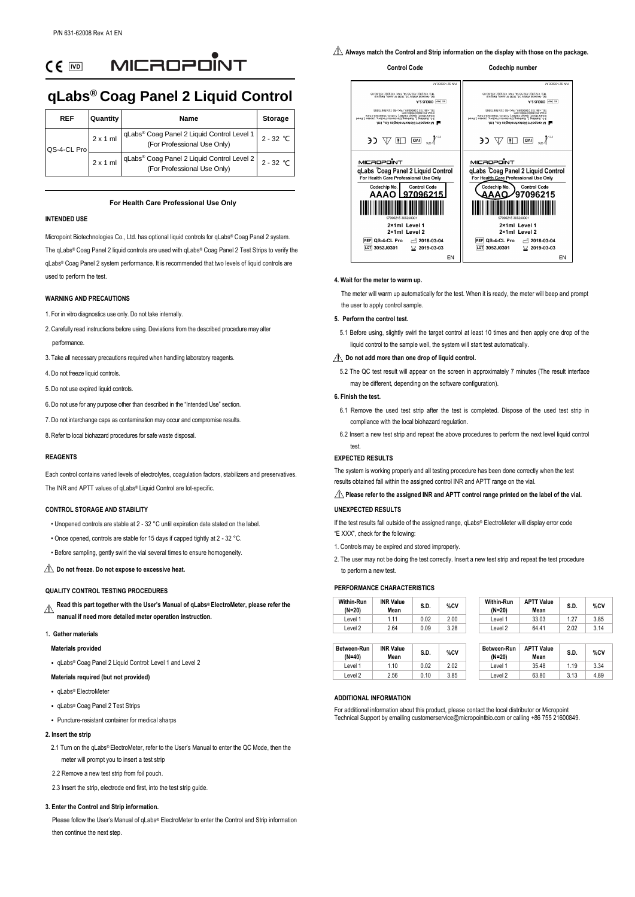P/N 631-62008 Rev. A1 EN

CE IVD MICROPOINT

# qLabs® Coag Panel 2 Liquid Control

| REF | Quantity | Name | Storage |
|---|---|---|---|
| QS-4-CL Pro | 2 x 1 ml | qLabs® Coag Panel 2 Liquid Control Level 1 (For Professional Use Only) | 2 - 32 ℃ |
| | 2 x 1 ml | qLabs® Coag Panel 2 Liquid Control Level 2 (For Professional Use Only) | 2 - 32 ℃ |

**For Health Care Professional Use Only**

## INTENDED USE

Micropoint Biotechnologies Co., Ltd. has optional liquid controls for qLabs® Coag Panel 2 system. The qLabs® Coag Panel 2 liquid controls are used with qLabs® Coag Panel 2 Test Strips to verify the qLabs® Coag Panel 2 system performance. It is recommended that two levels of liquid controls are used to perform the test.

## WARNING AND PRECAUTIONS

1. For in vitro diagnostics use only. Do not take internally.
2. Carefully read instructions before using. Deviations from the described procedure may alter performance.
3. Take all necessary precautions required when handling laboratory reagents.
4. Do not freeze liquid controls.
5. Do not use expired liquid controls.
6. Do not use for any purpose other than described in the "Intended Use" section.
7. Do not interchange caps as contamination may occur and compromise results.
8. Refer to local biohazard procedures for safe waste disposal.

## REAGENTS

Each control contains varied levels of electrolytes, coagulation factors, stabilizers and preservatives. The INR and APTT values of qLabs® Liquid Control are lot-specific.

## CONTROL STORAGE AND STABILITY

- Unopened controls are stable at 2 - 32 °C until expiration date stated on the label.
- Once opened, controls are stable for 15 days if capped tightly at 2 - 32 °C.
- Before sampling, gently swirl the vial several times to ensure homogeneity.

⚠ **Do not freeze. Do not expose to excessive heat.**

## QUALITY CONTROL TESTING PROCEDURES

⚠ **Read this part together with the User's Manual of qLabs® ElectroMeter, please refer the manual if need more detailed meter operation instruction.**

**1. Gather materials**

**Materials provided**

- qLabs® Coag Panel 2 Liquid Control: Level 1 and Level 2

**Materials required (but not provided)**

- qLabs® ElectroMeter
- qLabs® Coag Panel 2 Test Strips
- Puncture-resistant container for medical sharps

**2. Insert the strip**

2.1 Turn on the qLabs® ElectroMeter, refer to the User's Manual to enter the QC Mode, then the meter will prompt you to insert a test strip

2.2 Remove a new test strip from foil pouch.

2.3 Insert the strip, electrode end first, into the test strip guide.

**3. Enter the Control and Strip information.**

Please follow the User's Manual of qLabs® ElectroMeter to enter the Control and Strip information then continue the next step.

⚠ **Always match the Control and Strip information on the display with those on the package.**

**Control Code** **Codechip number**

MICROPOINT
qLabs Coag Panel 2 Liquid Control
For Health Care Professional Use Only
Codechip No. AAAO Control Code 97096215
2×1ml Level 1
2×1ml Level 2
REF QS-4-CL Pro 2018-03-04
LOT 3052J0301 2019-03-03
EN

**4. Wait for the meter to warm up.**

The meter will warm up automatically for the test. When it is ready, the meter will beep and prompt the user to apply control sample.

**5. Perform the control test.**

5.1 Before using, slightly swirl the target control at least 10 times and then apply one drop of the liquid control to the sample well, the system will start test automatically.

⚠ **Do not add more than one drop of liquid control.**

5.2 The QC test result will appear on the screen in approximately 7 minutes (The result interface may be different, depending on the software configuration).

**6. Finish the test.**

6.1 Remove the used test strip after the test is completed. Dispose of the used test strip in compliance with the local biohazard regulation.

6.2 Insert a new test strip and repeat the above procedures to perform the next level liquid control test.

## EXPECTED RESULTS

The system is working properly and all testing procedure has been done correctly when the test results obtained fall within the assigned control INR and APTT range on the vial.

⚠ **Please refer to the assigned INR and APTT control range printed on the label of the vial.**

## UNEXPECTED RESULTS

If the test results fall outside of the assigned range, qLabs® ElectroMeter will display error code "E XXX", check for the following:

1. Controls may be expired and stored improperly.
2. The user may not be doing the test correctly. Insert a new test strip and repeat the test procedure to perform a new test.

## PERFORMANCE CHARACTERISTICS

| Within-Run (N=20) | INR Value Mean | S.D. | %CV |
|---|---|---|---|
| Level 1 | 1.11 | 0.02 | 2.00 |
| Level 2 | 2.64 | 0.09 | 3.28 |

| Within-Run (N=20) | APTT Value Mean | S.D. | %CV |
|---|---|---|---|
| Level 1 | 33.03 | 1.27 | 3.85 |
| Level 2 | 64.41 | 2.02 | 3.14 |

| Between-Run (N=40) | INR Value Mean | S.D. | %CV |
|---|---|---|---|
| Level 1 | 1.10 | 0.02 | 2.02 |
| Level 2 | 2.56 | 0.10 | 3.85 |

| Between-Run (N=20) | APTT Value Mean | S.D. | %CV |
|---|---|---|---|
| Level 1 | 35.48 | 1.19 | 3.34 |
| Level 2 | 63.80 | 3.13 | 4.89 |

## ADDITIONAL INFORMATION

For additional information about this product, please contact the local distributor or Micropoint Technical Support by emailing customerservice@micropointbio.com or calling +86 755 21600849.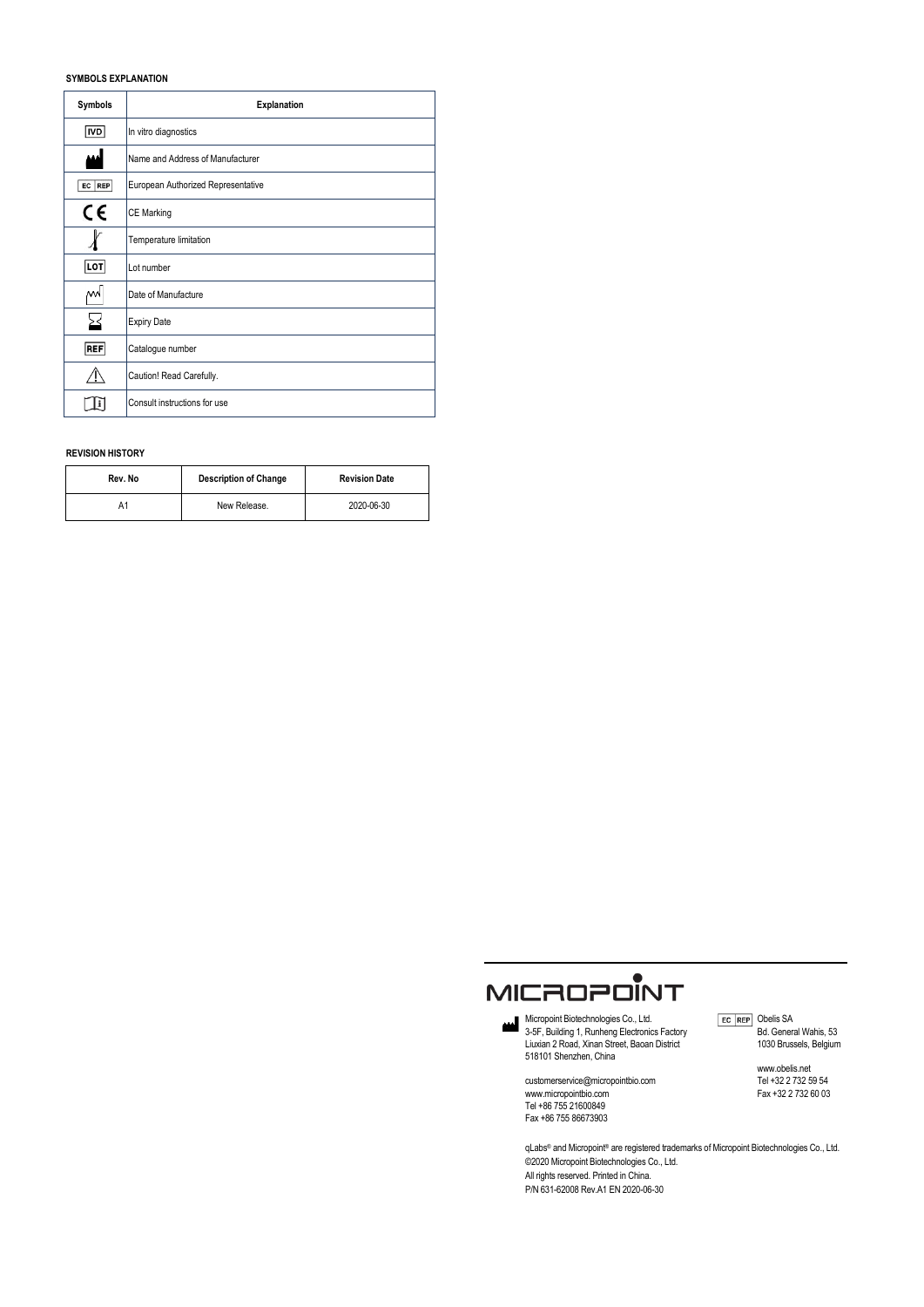**SYMBOLS EXPLANATION**

| Symbols | Explanation |
| --- | --- |
| IVD | In vitro diagnostics |
| | Name and Address of Manufacturer |
| EC REP | European Authorized Representative |
| CE | CE Marking |
| | Temperature limitation |
| LOT | Lot number |
| | Date of Manufacture |
| | Expiry Date |
| REF | Catalogue number |
| | Caution! Read Carefully. |
| | Consult instructions for use |

**REVISION HISTORY**

| Rev. No | Description of Change | Revision Date |
| --- | --- | --- |
| A1 | New Release. | 2020-06-30 |

MICROPOINT

Micropoint Biotechnologies Co., Ltd.
3-5F, Building 1, Runheng Electronics Factory
Liuxian 2 Road, Xinan Street, Baoan District
518101 Shenzhen, China

customerservice@micropointbio.com
www.micropointbio.com
Tel +86 755 21600849
Fax +86 755 86673903

EC REP Obelis SA
Bd. General Wahis, 53
1030 Brussels, Belgium

www.obelis.net
Tel +32 2 732 59 54
Fax +32 2 732 60 03

qLabs® and Micropoint® are registered trademarks of Micropoint Biotechnologies Co., Ltd.
©2020 Micropoint Biotechnologies Co., Ltd.
All rights reserved. Printed in China.
P/N 631-62008 Rev.A1 EN 2020-06-30